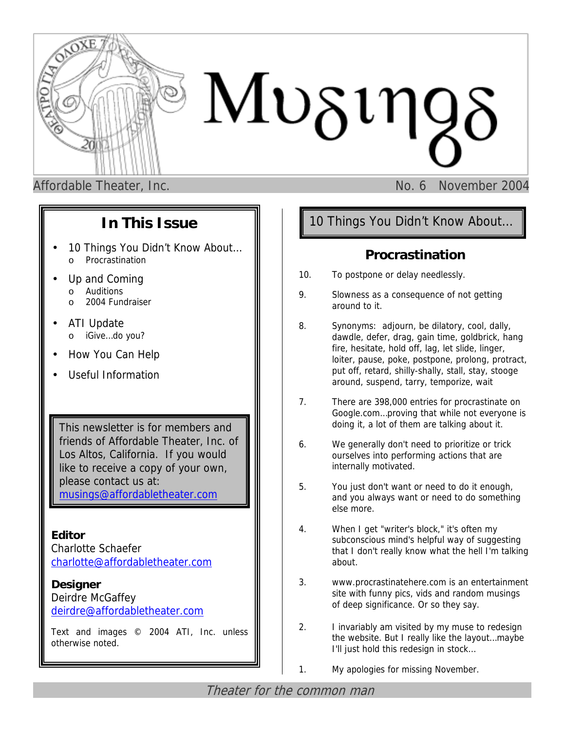# Musings

Affordable Theater, Inc. No. 6 November 2004

## In This Issue

- 10 Things You Didn't Know About…
  - Procrastination
- Up and Coming
  - Auditions
  - 2004 Fundraiser
- ATI Update
  - iGive…do you?
- How You Can Help
- Useful Information

This newsletter is for members and friends of Affordable Theater, Inc. of Los Altos, California. If you would like to receive a copy of your own, please contact us at: musings@affordabletheater.com

**Editor**
Charlotte Schaefer
charlotte@affordabletheater.com

**Designer**
Deirdre McGaffey
deirdre@affordabletheater.com

Text and images © 2004 ATI, Inc. unless otherwise noted.

## 10 Things You Didn't Know About…

### Procrastination

10. To postpone or delay needlessly.

9. Slowness as a consequence of not getting around to it.

8. Synonyms: adjourn, be dilatory, cool, dally, dawdle, defer, drag, gain time, goldbrick, hang fire, hesitate, hold off, lag, let slide, linger, loiter, pause, poke, postpone, prolong, protract, put off, retard, shilly-shally, stall, stay, stooge around, suspend, tarry, temporize, wait

7. There are 398,000 entries for procrastinate on Google.com…proving that while not everyone is doing it, a lot of them are talking about it.

6. We generally don't need to prioritize or trick ourselves into performing actions that are internally motivated.

5. You just don't want or need to do it enough, and you always want or need to do something else more.

4. When I get "writer's block," it's often my subconscious mind's helpful way of suggesting that I don't really know what the hell I'm talking about.

3. www.procrastinatehere.com is an entertainment site with funny pics, vids and random musings of deep significance. Or so they say.

2. I invariably am visited by my muse to redesign the website. But I really like the layout…maybe I'll just hold this redesign in stock…

1. My apologies for missing November.

*Theater for the common man*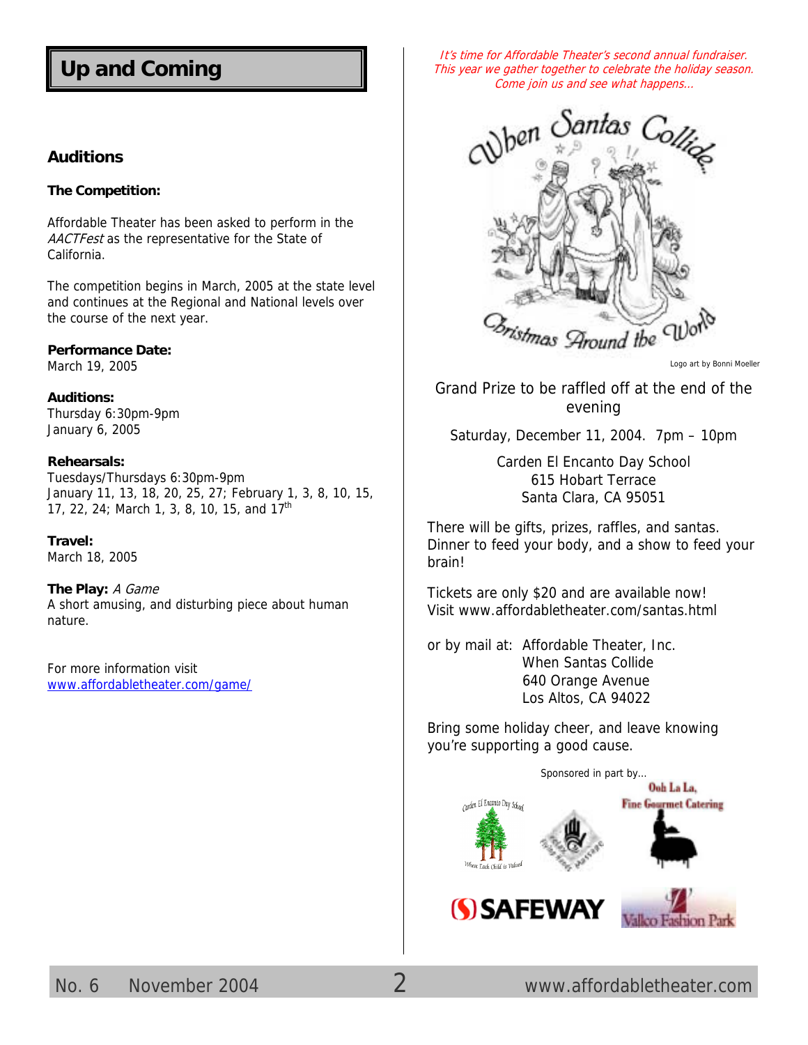# Up and Coming

## Auditions

**The Competition:**

Affordable Theater has been asked to perform in the *AACTFest* as the representative for the State of California.

The competition begins in March, 2005 at the state level and continues at the Regional and National levels over the course of the next year.

**Performance Date:**
March 19, 2005

**Auditions:**
Thursday 6:30pm-9pm
January 6, 2005

**Rehearsals:**
Tuesdays/Thursdays 6:30pm-9pm
January 11, 13, 18, 20, 25, 27; February 1, 3, 8, 10, 15, 17, 22, 24; March 1, 3, 8, 10, 15, and 17th

**Travel:**
March 18, 2005

**The Play:** *A Game*
A short amusing, and disturbing piece about human nature.

For more information visit
www.affordabletheater.com/game/

*It's time for Affordable Theater's second annual fundraiser. This year we gather together to celebrate the holiday season. Come join us and see what happens…*

## When Santas Collide

### Christmas Around the World

Logo art by Bonni Moeller

Grand Prize to be raffled off at the end of the evening

Saturday, December 11, 2004. 7pm – 10pm

Carden El Encanto Day School
615 Hobart Terrace
Santa Clara, CA 95051

There will be gifts, prizes, raffles, and santas. Dinner to feed your body, and a show to feed your brain!

Tickets are only $20 and are available now!
Visit www.affordabletheater.com/santas.html

or by mail at: Affordable Theater, Inc.
When Santas Collide
640 Orange Avenue
Los Altos, CA 94022

Bring some holiday cheer, and leave knowing you're supporting a good cause.

Sponsored in part by…

Carden El Encanto Day School — Where Each Child is Valued

Ooh La La, Fine Gourmet Catering

SAFEWAY

Vallco Fashion Park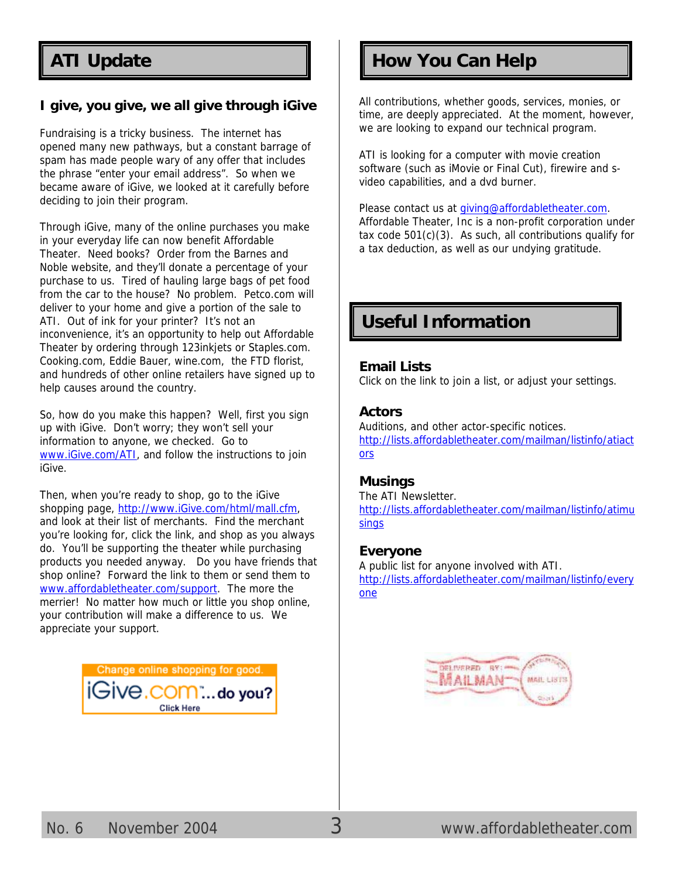## ATI Update

### I give, you give, we all give through iGive

Fundraising is a tricky business. The internet has opened many new pathways, but a constant barrage of spam has made people wary of any offer that includes the phrase "enter your email address". So when we became aware of iGive, we looked at it carefully before deciding to join their program.

Through iGive, many of the online purchases you make in your everyday life can now benefit Affordable Theater. Need books? Order from the Barnes and Noble website, and they'll donate a percentage of your purchase to us. Tired of hauling large bags of pet food from the car to the house? No problem. Petco.com will deliver to your home and give a portion of the sale to ATI. Out of ink for your printer? It's not an inconvenience, it's an opportunity to help out Affordable Theater by ordering through 123inkjets or Staples.com. Cooking.com, Eddie Bauer, wine.com, the FTD florist, and hundreds of other online retailers have signed up to help causes around the country.

So, how do you make this happen? Well, first you sign up with iGive. Don't worry; they won't sell your information to anyone, we checked. Go to www.iGive.com/ATI, and follow the instructions to join iGive.

Then, when you're ready to shop, go to the iGive shopping page, http://www.iGive.com/html/mall.cfm, and look at their list of merchants. Find the merchant you're looking for, click the link, and shop as you always do. You'll be supporting the theater while purchasing products you needed anyway. Do you have friends that shop online? Forward the link to them or send them to www.affordabletheater.com/support. The more the merrier! No matter how much or little you shop online, your contribution will make a difference to us. We appreciate your support.

Change online shopping for good.
iGive.com...do you?
Click Here

## How You Can Help

All contributions, whether goods, services, monies, or time, are deeply appreciated. At the moment, however, we are looking to expand our technical program.

ATI is looking for a computer with movie creation software (such as iMovie or Final Cut), firewire and s-video capabilities, and a dvd burner.

Please contact us at giving@affordabletheater.com. Affordable Theater, Inc is a non-profit corporation under tax code 501(c)(3). As such, all contributions qualify for a tax deduction, as well as our undying gratitude.

## Useful Information

### Email Lists
Click on the link to join a list, or adjust your settings.

### Actors
Auditions, and other actor-specific notices.
http://lists.affordabletheater.com/mailman/listinfo/atiactors

### Musings
The ATI Newsletter.
http://lists.affordabletheater.com/mailman/listinfo/atimusings

### Everyone
A public list for anyone involved with ATI.
http://lists.affordabletheater.com/mailman/listinfo/everyone